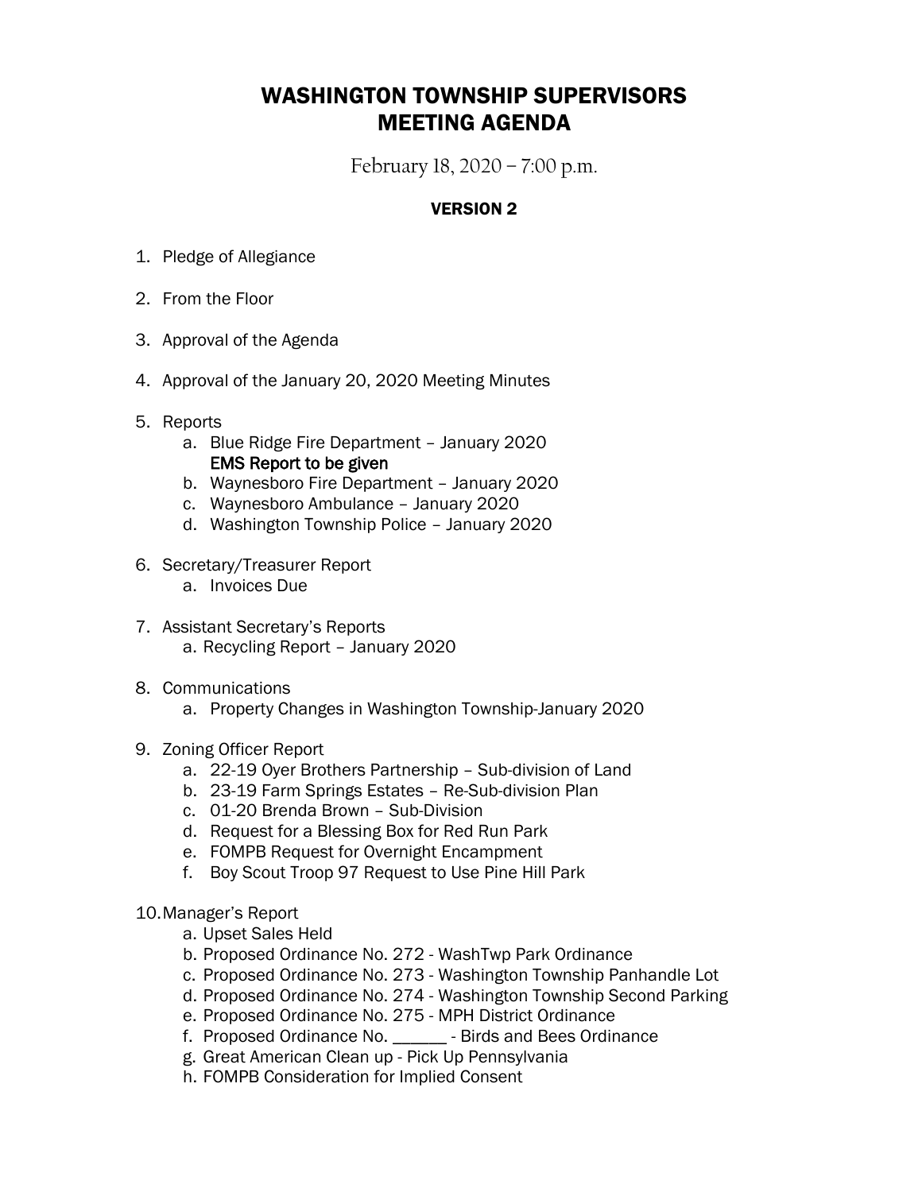# WASHINGTON TOWNSHIP SUPERVISORS
# MEETING AGENDA

February 18, 2020 – 7:00 p.m.

**VERSION 2**

1. Pledge of Allegiance

2. From the Floor

3. Approval of the Agenda

4. Approval of the January 20, 2020 Meeting Minutes

5. Reports
   a. Blue Ridge Fire Department – January 2020
      **EMS Report to be given**
   b. Waynesboro Fire Department – January 2020
   c. Waynesboro Ambulance – January 2020
   d. Washington Township Police – January 2020

6. Secretary/Treasurer Report
   a. Invoices Due

7. Assistant Secretary's Reports
   a. Recycling Report – January 2020

8. Communications
   a. Property Changes in Washington Township-January 2020

9. Zoning Officer Report
   a. 22-19 Oyer Brothers Partnership – Sub-division of Land
   b. 23-19 Farm Springs Estates – Re-Sub-division Plan
   c. 01-20 Brenda Brown – Sub-Division
   d. Request for a Blessing Box for Red Run Park
   e. FOMPB Request for Overnight Encampment
   f. Boy Scout Troop 97 Request to Use Pine Hill Park

10. Manager's Report
    a. Upset Sales Held
    b. Proposed Ordinance No. 272 - WashTwp Park Ordinance
    c. Proposed Ordinance No. 273 - Washington Township Panhandle Lot
    d. Proposed Ordinance No. 274 - Washington Township Second Parking
    e. Proposed Ordinance No. 275 - MPH District Ordinance
    f. Proposed Ordinance No. ______ - Birds and Bees Ordinance
    g. Great American Clean up - Pick Up Pennsylvania
    h. FOMPB Consideration for Implied Consent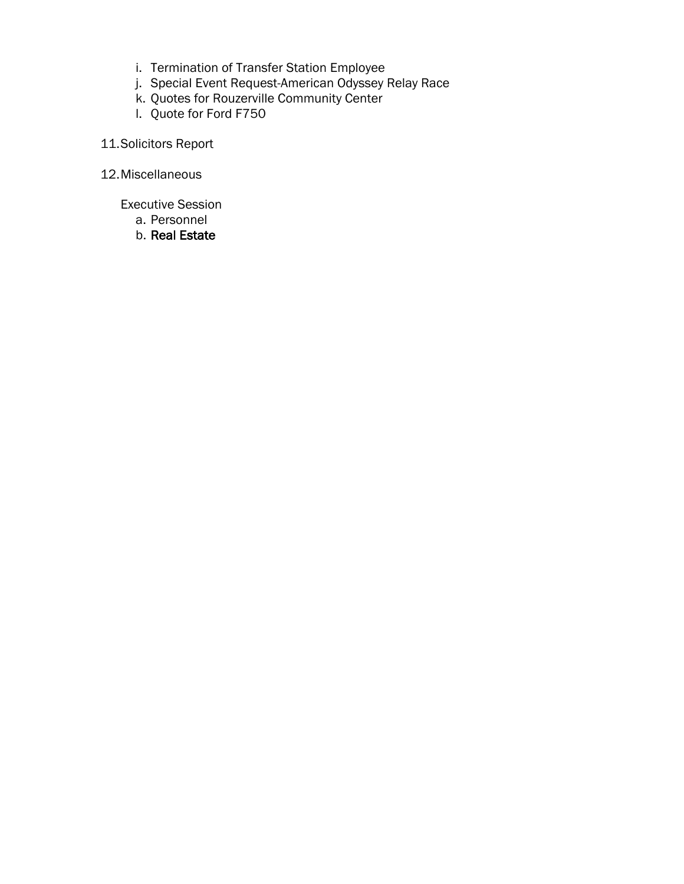i. Termination of Transfer Station Employee
j. Special Event Request-American Odyssey Relay Race
k. Quotes for Rouzerville Community Center
l. Quote for Ford F750

11. Solicitors Report

12. Miscellaneous

Executive Session

a. Personnel
b. Real Estate